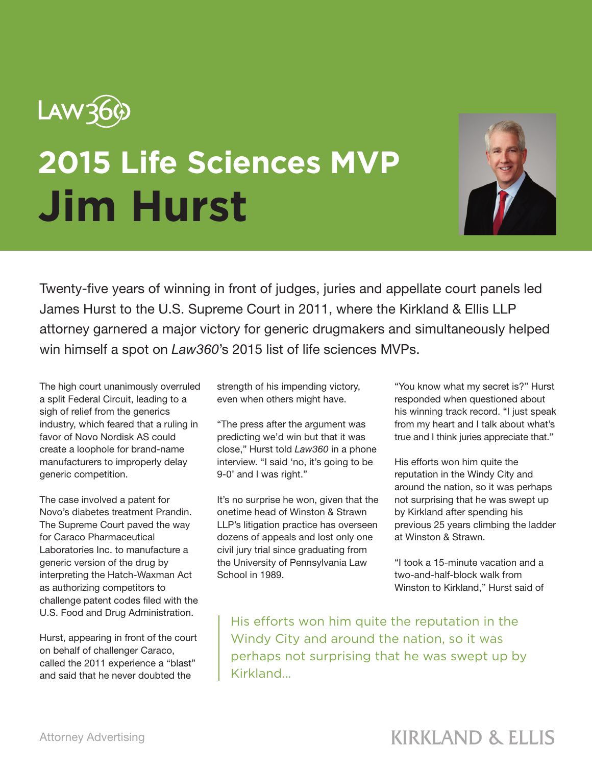Law360

# 2015 Life Sciences MVP

# Jim Hurst

Twenty-five years of winning in front of judges, juries and appellate court panels led James Hurst to the U.S. Supreme Court in 2011, where the Kirkland & Ellis LLP attorney garnered a major victory for generic drugmakers and simultaneously helped win himself a spot on *Law360*'s 2015 list of life sciences MVPs.

The high court unanimously overruled a split Federal Circuit, leading to a sigh of relief from the generics industry, which feared that a ruling in favor of Novo Nordisk AS could create a loophole for brand-name manufacturers to improperly delay generic competition.

The case involved a patent for Novo's diabetes treatment Prandin. The Supreme Court paved the way for Caraco Pharmaceutical Laboratories Inc. to manufacture a generic version of the drug by interpreting the Hatch-Waxman Act as authorizing competitors to challenge patent codes filed with the U.S. Food and Drug Administration.

Hurst, appearing in front of the court on behalf of challenger Caraco, called the 2011 experience a "blast" and said that he never doubted the strength of his impending victory, even when others might have.

"The press after the argument was predicting we'd win but that it was close," Hurst told *Law360* in a phone interview. "I said 'no, it's going to be 9-0' and I was right."

It's no surprise he won, given that the onetime head of Winston & Strawn LLP's litigation practice has overseen dozens of appeals and lost only one civil jury trial since graduating from the University of Pennsylvania Law School in 1989.

"You know what my secret is?" Hurst responded when questioned about his winning track record. "I just speak from my heart and I talk about what's true and I think juries appreciate that."

His efforts won him quite the reputation in the Windy City and around the nation, so it was perhaps not surprising that he was swept up by Kirkland after spending his previous 25 years climbing the ladder at Winston & Strawn.

"I took a 15-minute vacation and a two-and-half-block walk from Winston to Kirkland," Hurst said of

> His efforts won him quite the reputation in the Windy City and around the nation, so it was perhaps not surprising that he was swept up by Kirkland...

Attorney Advertising

KIRKLAND & ELLIS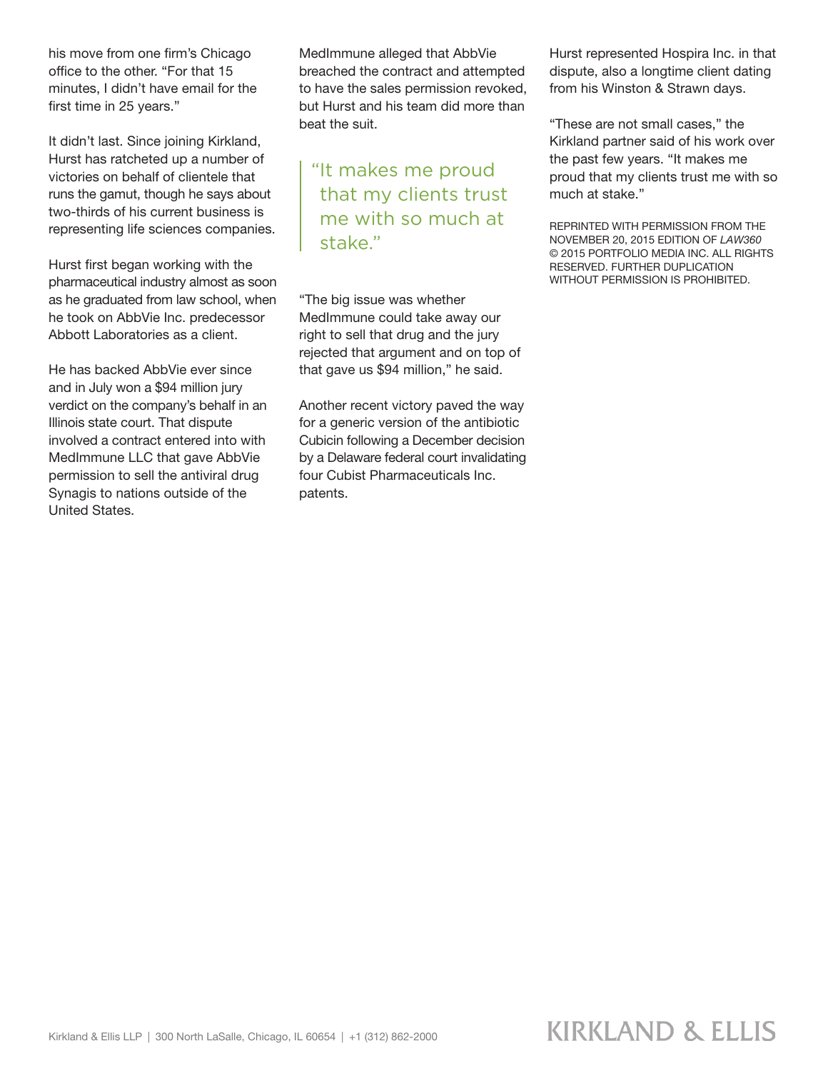his move from one firm's Chicago office to the other. "For that 15 minutes, I didn't have email for the first time in 25 years."

It didn't last. Since joining Kirkland, Hurst has ratcheted up a number of victories on behalf of clientele that runs the gamut, though he says about two-thirds of his current business is representing life sciences companies.

Hurst first began working with the pharmaceutical industry almost as soon as he graduated from law school, when he took on AbbVie Inc. predecessor Abbott Laboratories as a client.

He has backed AbbVie ever since and in July won a $94 million jury verdict on the company's behalf in an Illinois state court. That dispute involved a contract entered into with MedImmune LLC that gave AbbVie permission to sell the antiviral drug Synagis to nations outside of the United States.

MedImmune alleged that AbbVie breached the contract and attempted to have the sales permission revoked, but Hurst and his team did more than beat the suit.

> "It makes me proud that my clients trust me with so much at stake."

"The big issue was whether MedImmune could take away our right to sell that drug and the jury rejected that argument and on top of that gave us $94 million," he said.

Another recent victory paved the way for a generic version of the antibiotic Cubicin following a December decision by a Delaware federal court invalidating four Cubist Pharmaceuticals Inc. patents.

Hurst represented Hospira Inc. in that dispute, also a longtime client dating from his Winston & Strawn days.

"These are not small cases," the Kirkland partner said of his work over the past few years. "It makes me proud that my clients trust me with so much at stake."

REPRINTED WITH PERMISSION FROM THE NOVEMBER 20, 2015 EDITION OF *LAW360* © 2015 PORTFOLIO MEDIA INC. ALL RIGHTS RESERVED. FURTHER DUPLICATION WITHOUT PERMISSION IS PROHIBITED.

Kirkland & Ellis LLP | 300 North LaSalle, Chicago, IL 60654 | +1 (312) 862-2000

KIRKLAND & ELLIS